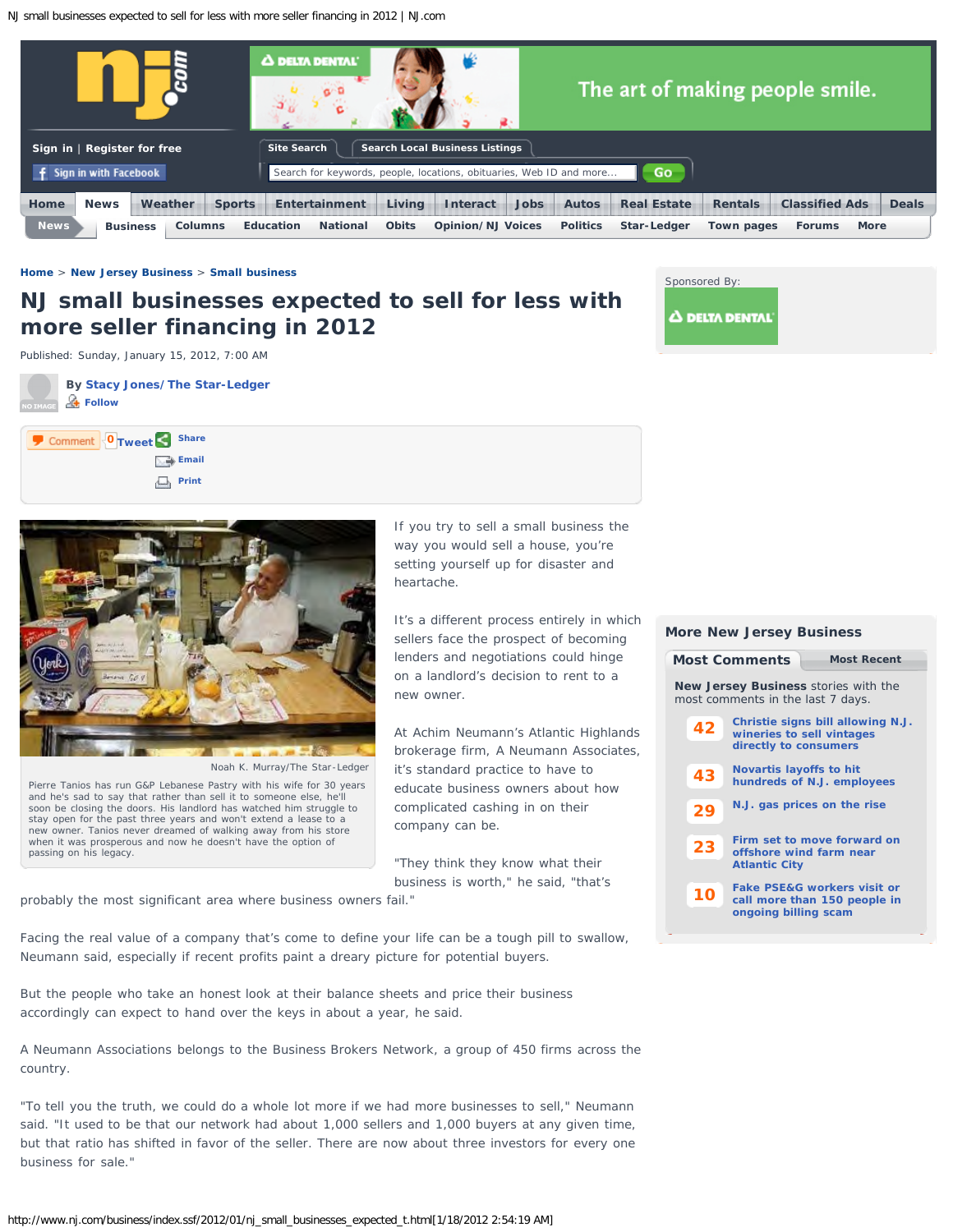# NJ small businesses expected to sell for less with more seller financing in 2012

Published: Sunday, January 15, 2012, 7:00 AM

By Stacy Jones/The Star-Ledger

Noah K. Murray/The Star-Ledger

Pierre Tanios has run G&P Lebanese Pastry with his wife for 30 years and he's sad to say that rather than sell it to someone else, he'll soon be closing the doors. His landlord has watched him struggle to stay open for the past three years and won't extend a lease to a new owner. Tanios never dreamed of walking away from his store when it was prosperous and now he doesn't have the option of passing on his legacy.

If you try to sell a small business the way you would sell a house, you're setting yourself up for disaster and heartache.

It's a different process entirely in which sellers face the prospect of becoming lenders and negotiations could hinge on a landlord's decision to rent to a new owner.

At Achim Neumann's Atlantic Highlands brokerage firm, A Neumann Associates, it's standard practice to have to educate business owners about how complicated cashing in on their company can be.

"They think they know what their business is worth," he said, "that's probably the most significant area where business owners fail."

Facing the real value of a company that's come to define your life can be a tough pill to swallow, Neumann said, especially if recent profits paint a dreary picture for potential buyers.

But the people who take an honest look at their balance sheets and price their business accordingly can expect to hand over the keys in about a year, he said.

A Neumann Associations belongs to the Business Brokers Network, a group of 450 firms across the country.

"To tell you the truth, we could do a whole lot more if we had more businesses to sell," Neumann said. "It used to be that our network had about 1,000 sellers and 1,000 buyers at any given time, but that ratio has shifted in favor of the seller. There are now about three investors for every one business for sale."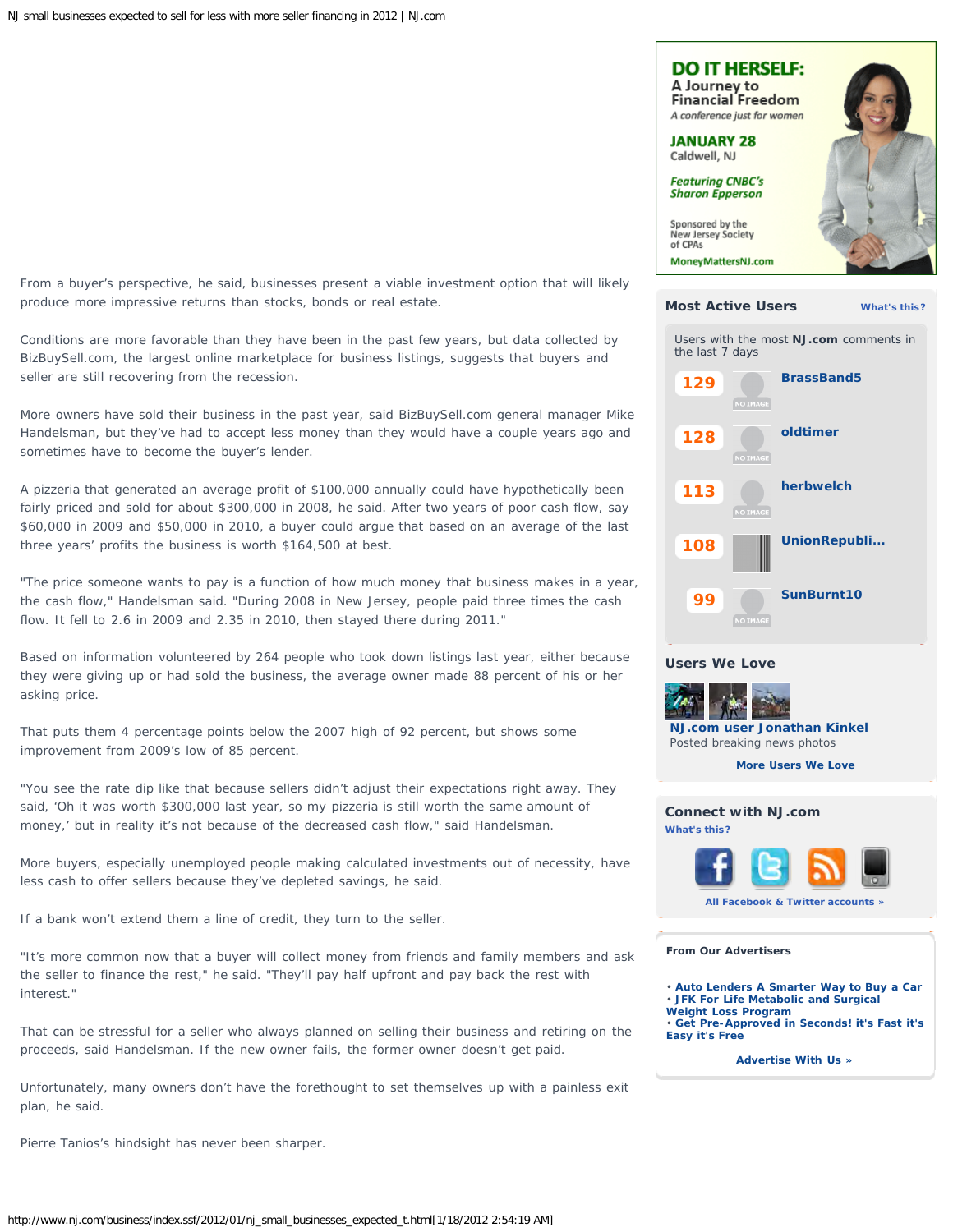From a buyer's perspective, he said, businesses present a viable investment option that will likely produce more impressive returns than stocks, bonds or real estate.

Conditions are more favorable than they have been in the past few years, but data collected by BizBuySell.com, the largest online marketplace for business listings, suggests that buyers and seller are still recovering from the recession.

More owners have sold their business in the past year, said BizBuySell.com general manager Mike Handelsman, but they've had to accept less money than they would have a couple years ago and sometimes have to become the buyer's lender.

A pizzeria that generated an average profit of $100,000 annually could have hypothetically been fairly priced and sold for about $300,000 in 2008, he said. After two years of poor cash flow, say $60,000 in 2009 and $50,000 in 2010, a buyer could argue that based on an average of the last three years' profits the business is worth $164,500 at best.

"The price someone wants to pay is a function of how much money that business makes in a year, the cash flow," Handelsman said. "During 2008 in New Jersey, people paid three times the cash flow. It fell to 2.6 in 2009 and 2.35 in 2010, then stayed there during 2011."

Based on information volunteered by 264 people who took down listings last year, either because they were giving up or had sold the business, the average owner made 88 percent of his or her asking price.

That puts them 4 percentage points below the 2007 high of 92 percent, but shows some improvement from 2009's low of 85 percent.

"You see the rate dip like that because sellers didn't adjust their expectations right away. They said, 'Oh it was worth $300,000 last year, so my pizzeria is still worth the same amount of money,' but in reality it's not because of the decreased cash flow," said Handelsman.

More buyers, especially unemployed people making calculated investments out of necessity, have less cash to offer sellers because they've depleted savings, he said.

If a bank won't extend them a line of credit, they turn to the seller.

"It's more common now that a buyer will collect money from friends and family members and ask the seller to finance the rest," he said. "They'll pay half upfront and pay back the rest with interest."

That can be stressful for a seller who always planned on selling their business and retiring on the proceeds, said Handelsman. If the new owner fails, the former owner doesn't get paid.

Unfortunately, many owners don't have the forethought to set themselves up with a painless exit plan, he said.

Pierre Tanios's hindsight has never been sharper.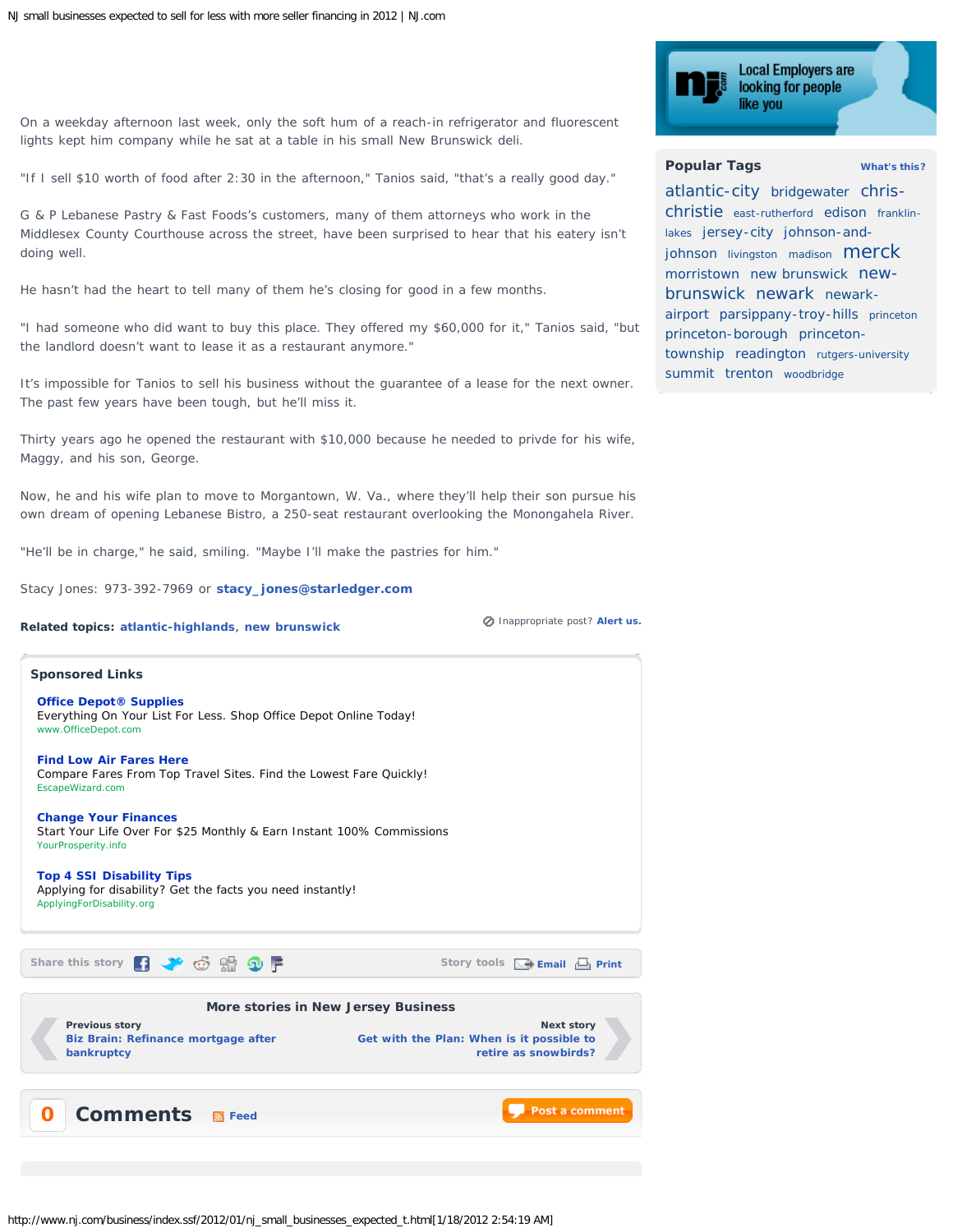On a weekday afternoon last week, only the soft hum of a reach-in refrigerator and fluorescent lights kept him company while he sat at a table in his small New Brunswick deli.

"If I sell $10 worth of food after 2:30 in the afternoon," Tanios said, "that's a really good day."

G & P Lebanese Pastry & Fast Foods's customers, many of them attorneys who work in the Middlesex County Courthouse across the street, have been surprised to hear that his eatery isn't doing well.

He hasn't had the heart to tell many of them he's closing for good in a few months.

"I had someone who did want to buy this place. They offered my $60,000 for it," Tanios said, "but the landlord doesn't want to lease it as a restaurant anymore."

It's impossible for Tanios to sell his business without the guarantee of a lease for the next owner. The past few years have been tough, but he'll miss it.

Thirty years ago he opened the restaurant with $10,000 because he needed to privde for his wife, Maggy, and his son, George.

Now, he and his wife plan to move to Morgantown, W. Va., where they'll help their son pursue his own dream of opening Lebanese Bistro, a 250-seat restaurant overlooking the Monongahela River.

"He'll be in charge," he said, smiling. "Maybe I'll make the pastries for him."

Stacy Jones: 973-392-7969 or **stacy_jones@starledger.com**

**Related topics:** **atlantic-highlands**, **new brunswick**